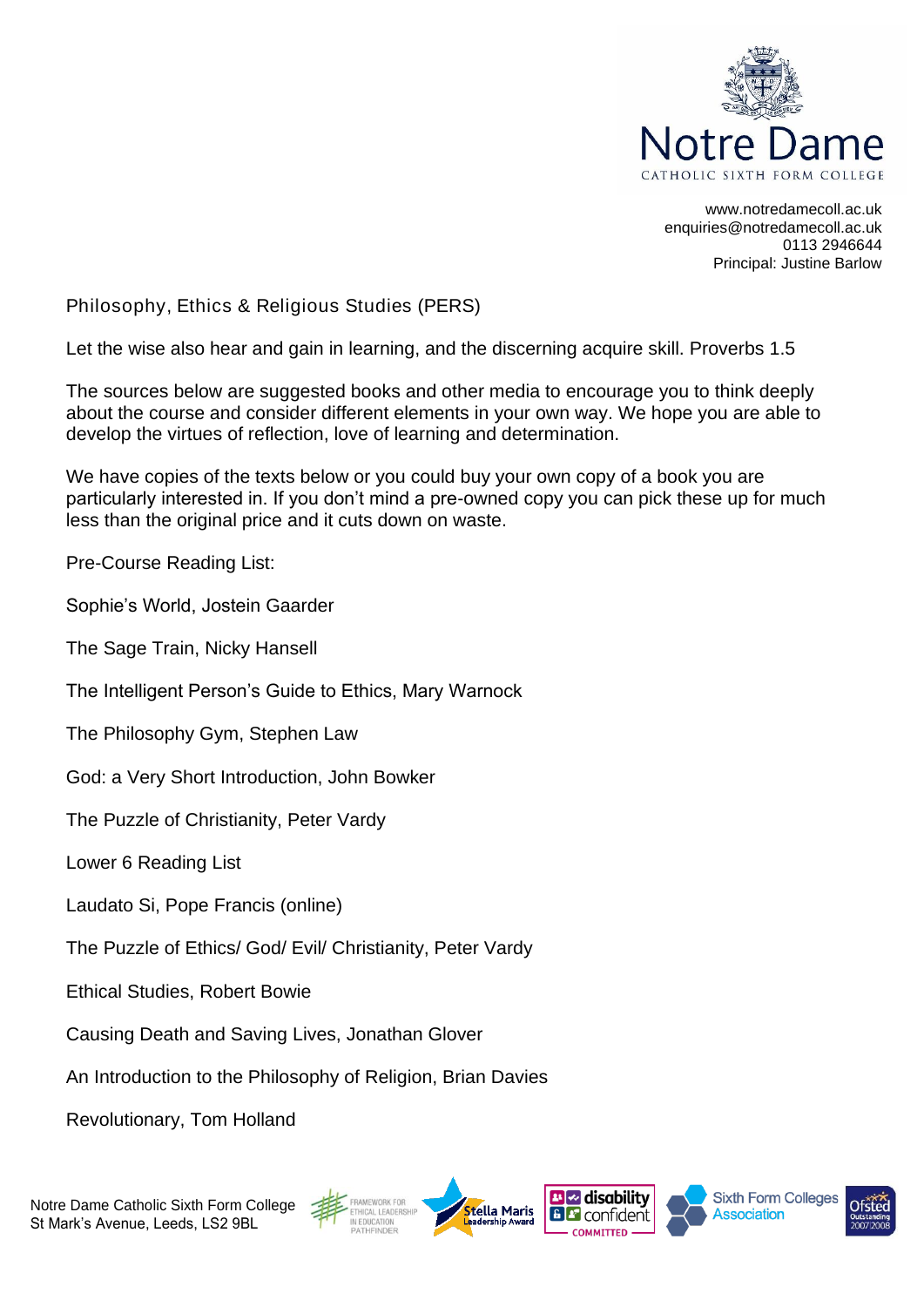www.notredamecoll.ac.uk
enquiries@notredamecoll.ac.uk
0113 2946644
Principal: Justine Barlow

## Philosophy, Ethics & Religious Studies (PERS)

Let the wise also hear and gain in learning, and the discerning acquire skill. Proverbs 1.5

The sources below are suggested books and other media to encourage you to think deeply about the course and consider different elements in your own way. We hope you are able to develop the virtues of reflection, love of learning and determination.

We have copies of the texts below or you could buy your own copy of a book you are particularly interested in. If you don't mind a pre-owned copy you can pick these up for much less than the original price and it cuts down on waste.

Pre-Course Reading List:

Sophie's World, Jostein Gaarder

The Sage Train, Nicky Hansell

The Intelligent Person's Guide to Ethics, Mary Warnock

The Philosophy Gym, Stephen Law

God: a Very Short Introduction, John Bowker

The Puzzle of Christianity, Peter Vardy

Lower 6 Reading List

Laudato Si, Pope Francis (online)

The Puzzle of Ethics/ God/ Evil/ Christianity, Peter Vardy

Ethical Studies, Robert Bowie

Causing Death and Saving Lives, Jonathan Glover

An Introduction to the Philosophy of Religion, Brian Davies

Revolutionary, Tom Holland

Notre Dame Catholic Sixth Form College
St Mark's Avenue, Leeds, LS2 9BL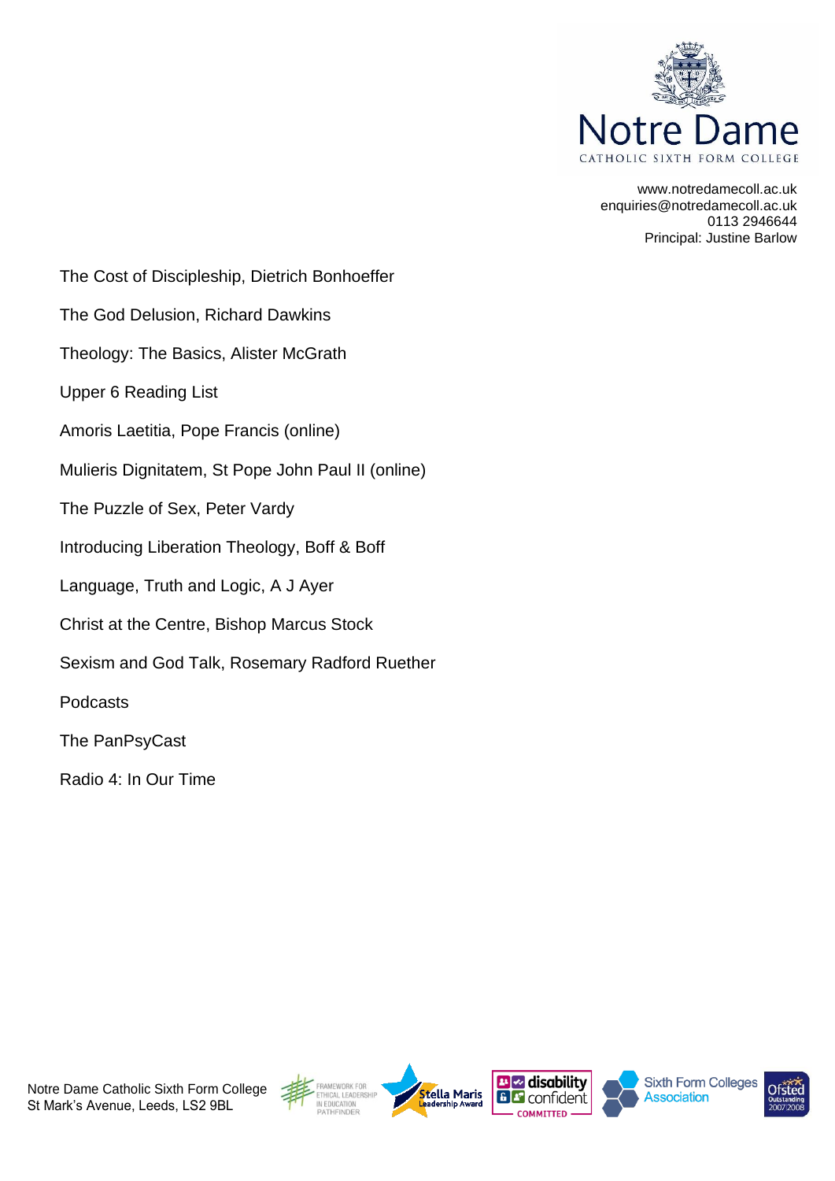www.notredamecoll.ac.uk
enquiries@notredamecoll.ac.uk
0113 2946644
Principal: Justine Barlow

The Cost of Discipleship, Dietrich Bonhoeffer

The God Delusion, Richard Dawkins

Theology: The Basics, Alister McGrath

Upper 6 Reading List

Amoris Laetitia, Pope Francis (online)

Mulieris Dignitatem, St Pope John Paul II (online)

The Puzzle of Sex, Peter Vardy

Introducing Liberation Theology, Boff & Boff

Language, Truth and Logic, A J Ayer

Christ at the Centre, Bishop Marcus Stock

Sexism and God Talk, Rosemary Radford Ruether

Podcasts

The PanPsyCast

Radio 4: In Our Time

Notre Dame Catholic Sixth Form College
St Mark's Avenue, Leeds, LS2 9BL